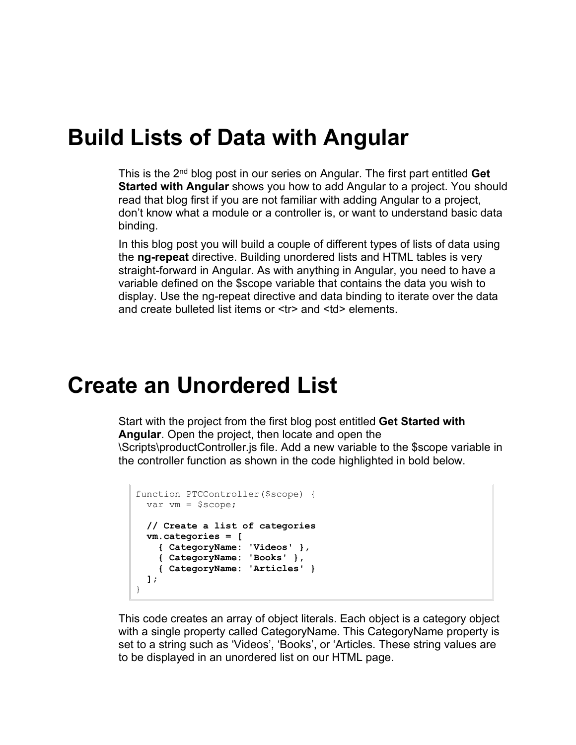# Build Lists of Data with Angular

This is the 2nd blog post in our series on Angular. The first part entitled **Get Started with Angular** shows you how to add Angular to a project. You should read that blog first if you are not familiar with adding Angular to a project, don't know what a module or a controller is, or want to understand basic data binding.

In this blog post you will build a couple of different types of lists of data using the **ng-repeat** directive. Building unordered lists and HTML tables is very straight-forward in Angular. As with anything in Angular, you need to have a variable defined on the $scope variable that contains the data you wish to display. Use the ng-repeat directive and data binding to iterate over the data and create bulleted list items or <tr> and <td> elements.

# Create an Unordered List

Start with the project from the first blog post entitled **Get Started with Angular**. Open the project, then locate and open the \Scripts\productController.js file. Add a new variable to the $scope variable in the controller function as shown in the code highlighted in bold below.

```
function PTCController($scope) {
  var vm = $scope;

  // Create a list of categories
  vm.categories = [
    { CategoryName: 'Videos' },
    { CategoryName: 'Books' },
    { CategoryName: 'Articles' }
  ];
}
```

This code creates an array of object literals. Each object is a category object with a single property called CategoryName. This CategoryName property is set to a string such as 'Videos', 'Books', or 'Articles. These string values are to be displayed in an unordered list on our HTML page.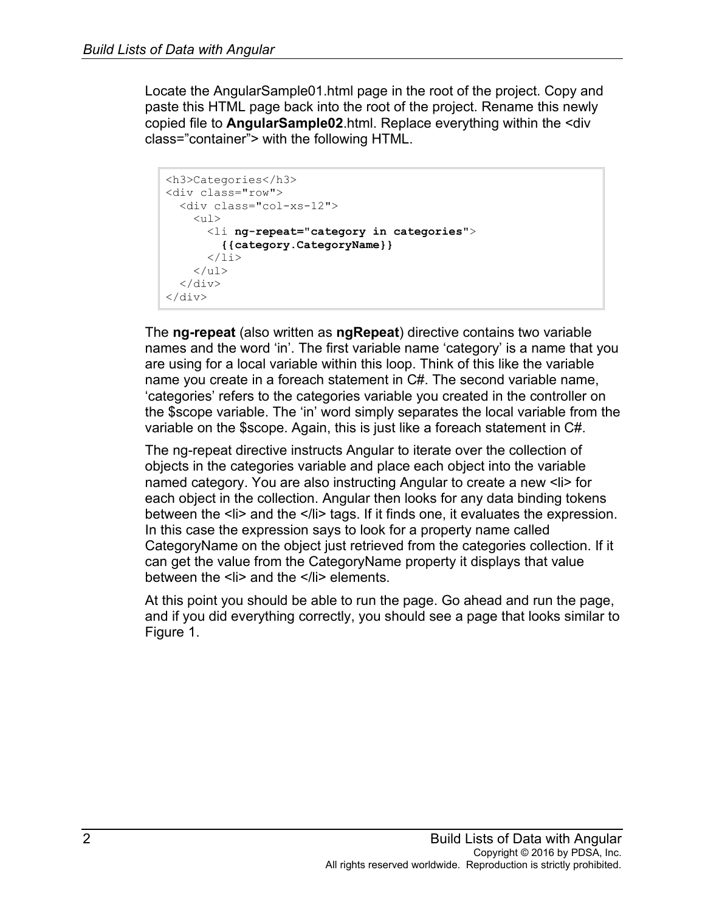Locate the AngularSample01.html page in the root of the project. Copy and paste this HTML page back into the root of the project. Rename this newly copied file to **AngularSample02**.html. Replace everything within the <div class="container"> with the following HTML.

```
<h3>Categories</h3>
<div class="row">
  <div class="col-xs-12">
    <ul>
      <li ng-repeat="category in categories">
        {{category.CategoryName}}
      </li>
    </ul>
  </div>
</div>
```

The **ng-repeat** (also written as **ngRepeat**) directive contains two variable names and the word 'in'. The first variable name 'category' is a name that you are using for a local variable within this loop. Think of this like the variable name you create in a foreach statement in C#. The second variable name, 'categories' refers to the categories variable you created in the controller on the $scope variable. The 'in' word simply separates the local variable from the variable on the $scope. Again, this is just like a foreach statement in C#.

The ng-repeat directive instructs Angular to iterate over the collection of objects in the categories variable and place each object into the variable named category. You are also instructing Angular to create a new <li> for each object in the collection. Angular then looks for any data binding tokens between the <li> and the </li> tags. If it finds one, it evaluates the expression. In this case the expression says to look for a property name called CategoryName on the object just retrieved from the categories collection. If it can get the value from the CategoryName property it displays that value between the <li> and the </li> elements.

At this point you should be able to run the page. Go ahead and run the page, and if you did everything correctly, you should see a page that looks similar to Figure 1.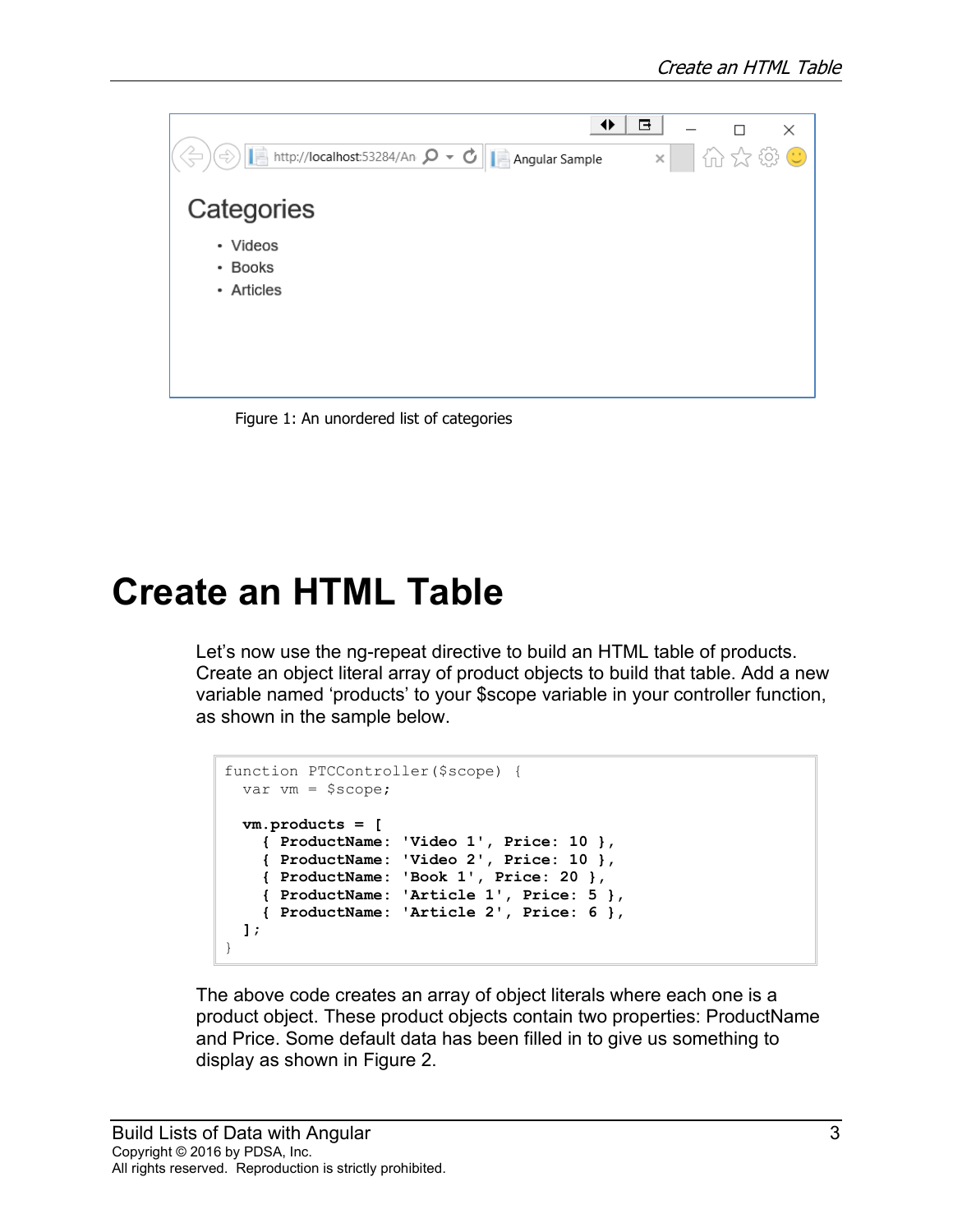Figure 1: An unordered list of categories

# Create an HTML Table

Let's now use the ng-repeat directive to build an HTML table of products. Create an object literal array of product objects to build that table. Add a new variable named 'products' to your $scope variable in your controller function, as shown in the sample below.

```
function PTCController($scope) {
  var vm = $scope;

  vm.products = [
    { ProductName: 'Video 1', Price: 10 },
    { ProductName: 'Video 2', Price: 10 },
    { ProductName: 'Book 1', Price: 20 },
    { ProductName: 'Article 1', Price: 5 },
    { ProductName: 'Article 2', Price: 6 },
  ];
}
```

The above code creates an array of object literals where each one is a product object. These product objects contain two properties: ProductName and Price. Some default data has been filled in to give us something to display as shown in Figure 2.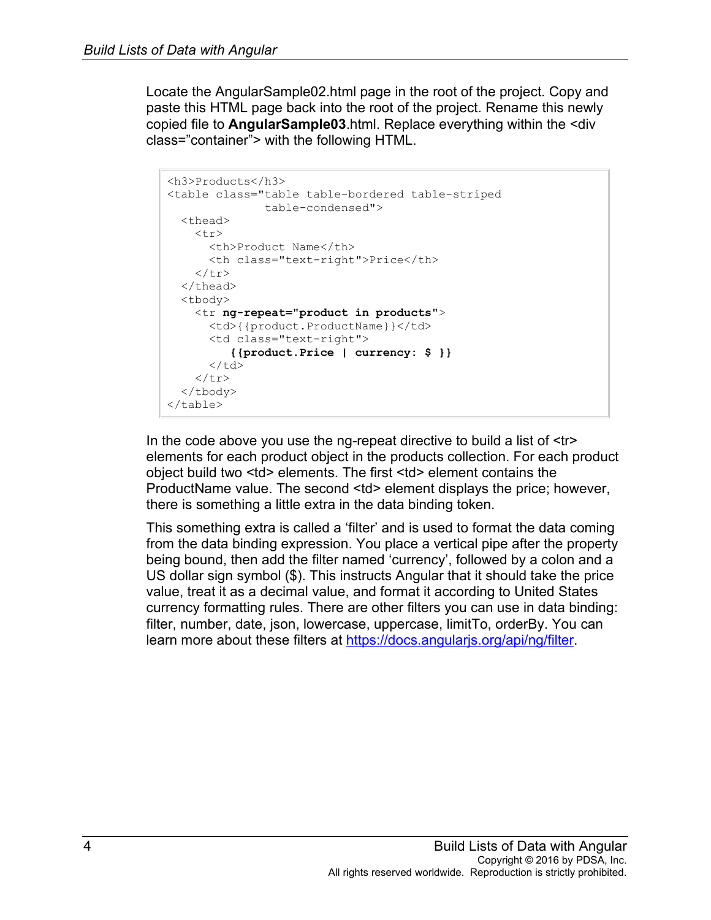Locate the AngularSample02.html page in the root of the project. Copy and paste this HTML page back into the root of the project. Rename this newly copied file to **AngularSample03**.html. Replace everything within the <div class="container"> with the following HTML.

```
<h3>Products</h3>
<table class="table table-bordered table-striped
              table-condensed">
  <thead>
    <tr>
      <th>Product Name</th>
      <th class="text-right">Price</th>
    </tr>
  </thead>
  <tbody>
    <tr ng-repeat="product in products">
      <td>{{product.ProductName}}</td>
      <td class="text-right">
         {{product.Price | currency: $ }}
      </td>
    </tr>
  </tbody>
</table>
```

In the code above you use the ng-repeat directive to build a list of <tr> elements for each product object in the products collection. For each product object build two <td> elements. The first <td> element contains the ProductName value. The second <td> element displays the price; however, there is something a little extra in the data binding token.

This something extra is called a 'filter' and is used to format the data coming from the data binding expression. You place a vertical pipe after the property being bound, then add the filter named 'currency', followed by a colon and a US dollar sign symbol ($). This instructs Angular that it should take the price value, treat it as a decimal value, and format it according to United States currency formatting rules. There are other filters you can use in data binding: filter, number, date, json, lowercase, uppercase, limitTo, orderBy. You can learn more about these filters at [https://docs.angularjs.org/api/ng/filter](https://docs.angularjs.org/api/ng/filter).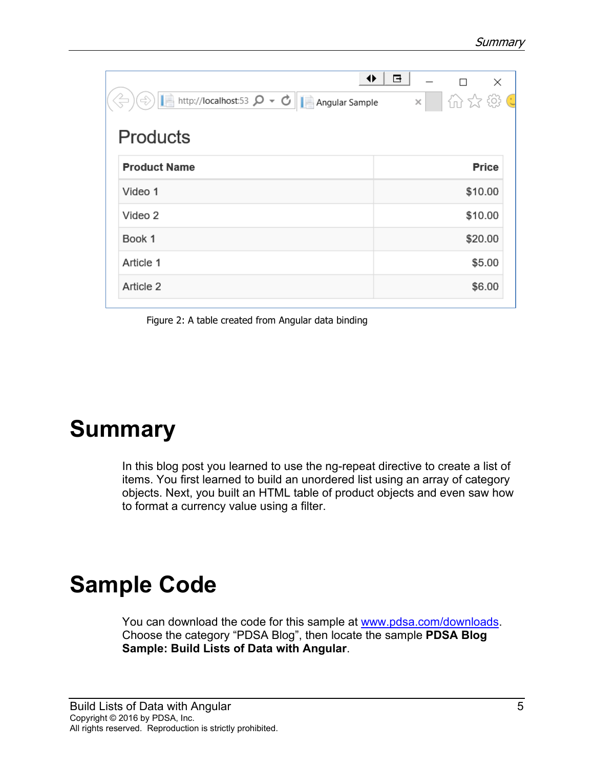## Products

| Product Name | Price |
|---|---:|
| Video 1 | $10.00 |
| Video 2 | $10.00 |
| Book 1 | $20.00 |
| Article 1 | $5.00 |
| Article 2 | $6.00 |

Figure 2: A table created from Angular data binding

# Summary

In this blog post you learned to use the ng-repeat directive to create a list of items. You first learned to build an unordered list using an array of category objects. Next, you built an HTML table of product objects and even saw how to format a currency value using a filter.

# Sample Code

You can download the code for this sample at [www.pdsa.com/downloads](http://www.pdsa.com/downloads). Choose the category "PDSA Blog", then locate the sample **PDSA Blog Sample: Build Lists of Data with Angular**.